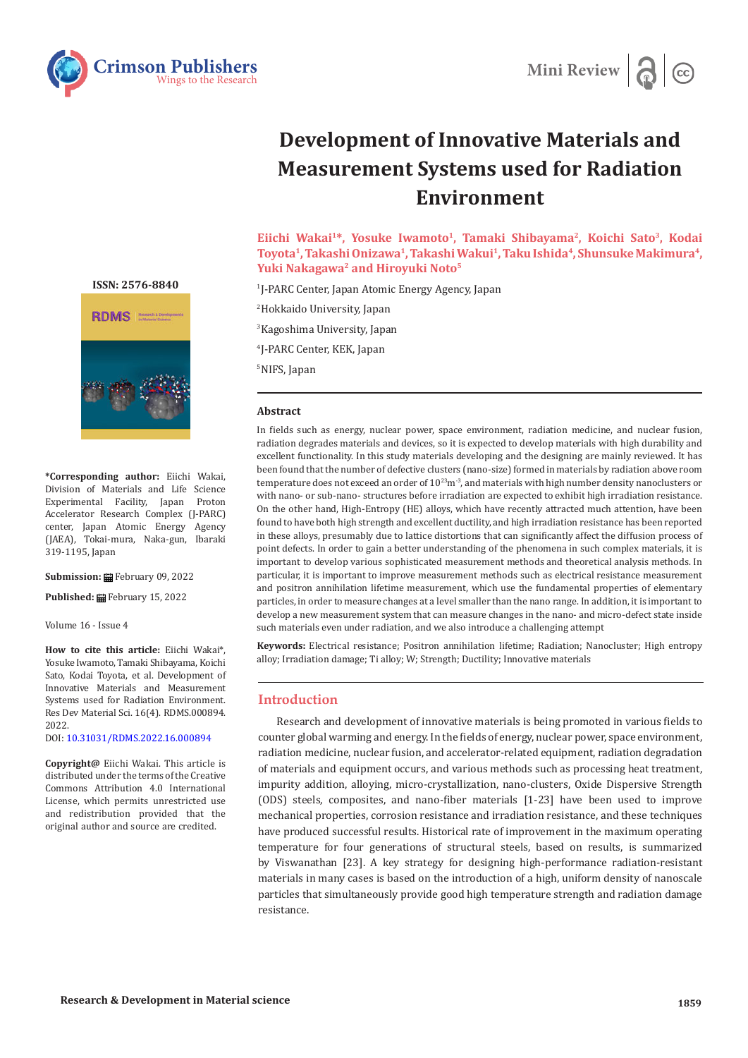Mini Review

# Development of Innovative Materials and Measurement Systems used for Radiation Environment

**Eiichi Wakai[1]*, Yosuke Iwamoto[1], Tamaki Shibayama[2], Koichi Sato[3], Kodai Toyota[1], Takashi Onizawa[1], Takashi Wakui[1], Taku Ishida[4], Shunsuke Makimura[4], Yuki Nakagawa[2] and Hiroyuki Noto[5]**

[1]J-PARC Center, Japan Atomic Energy Agency, Japan

[2]Hokkaido University, Japan

[3]Kagoshima University, Japan

[4]J-PARC Center, KEK, Japan

[5]NIFS, Japan

ISSN: 2576-8840

**\*Corresponding author:** Eiichi Wakai, Division of Materials and Life Science Experimental Facility, Japan Proton Accelerator Research Complex (J-PARC) center, Japan Atomic Energy Agency (JAEA), Tokai-mura, Naka-gun, Ibaraki 319-1195, Japan

**Submission:** February 09, 2022

**Published:** February 15, 2022

Volume 16 - Issue 4

**How to cite this article:** Eiichi Wakai*, Yosuke Iwamoto, Tamaki Shibayama, Koichi Sato, Kodai Toyota, et al. Development of Innovative Materials and Measurement Systems used for Radiation Environment. Res Dev Material Sci. 16(4). RDMS.000894. 2022.
DOI: 10.31031/RDMS.2022.16.000894

**Copyright@** Eiichi Wakai. This article is distributed under the terms of the Creative Commons Attribution 4.0 International License, which permits unrestricted use and redistribution provided that the original author and source are credited.

### Abstract

In fields such as energy, nuclear power, space environment, radiation medicine, and nuclear fusion, radiation degrades materials and devices, so it is expected to develop materials with high durability and excellent functionality. In this study materials developing and the designing are mainly reviewed. It has been found that the number of defective clusters (nano-size) formed in materials by radiation above room temperature does not exceed an order of $10^{23}m^{-3}$, and materials with high number density nanoclusters or with nano- or sub-nano- structures before irradiation are expected to exhibit high irradiation resistance. On the other hand, High-Entropy (HE) alloys, which have recently attracted much attention, have been found to have both high strength and excellent ductility, and high irradiation resistance has been reported in these alloys, presumably due to lattice distortions that can significantly affect the diffusion process of point defects. In order to gain a better understanding of the phenomena in such complex materials, it is important to develop various sophisticated measurement methods and theoretical analysis methods. In particular, it is important to improve measurement methods such as electrical resistance measurement and positron annihilation lifetime measurement, which use the fundamental properties of elementary particles, in order to measure changes at a level smaller than the nano range. In addition, it is important to develop a new measurement system that can measure changes in the nano- and micro-defect state inside such materials even under radiation, and we also introduce a challenging attempt

**Keywords:** Electrical resistance; Positron annihilation lifetime; Radiation; Nanocluster; High entropy alloy; Irradiation damage; Ti alloy; W; Strength; Ductility; Innovative materials

## Introduction

Research and development of innovative materials is being promoted in various fields to counter global warming and energy. In the fields of energy, nuclear power, space environment, radiation medicine, nuclear fusion, and accelerator-related equipment, radiation degradation of materials and equipment occurs, and various methods such as processing heat treatment, impurity addition, alloying, micro-crystallization, nano-clusters, Oxide Dispersive Strength (ODS) steels, composites, and nano-fiber materials [1-23] have been used to improve mechanical properties, corrosion resistance and irradiation resistance, and these techniques have produced successful results. Historical rate of improvement in the maximum operating temperature for four generations of structural steels, based on results, is summarized by Viswanathan [23]. A key strategy for designing high-performance radiation-resistant materials in many cases is based on the introduction of a high, uniform density of nanoscale particles that simultaneously provide good high temperature strength and radiation damage resistance.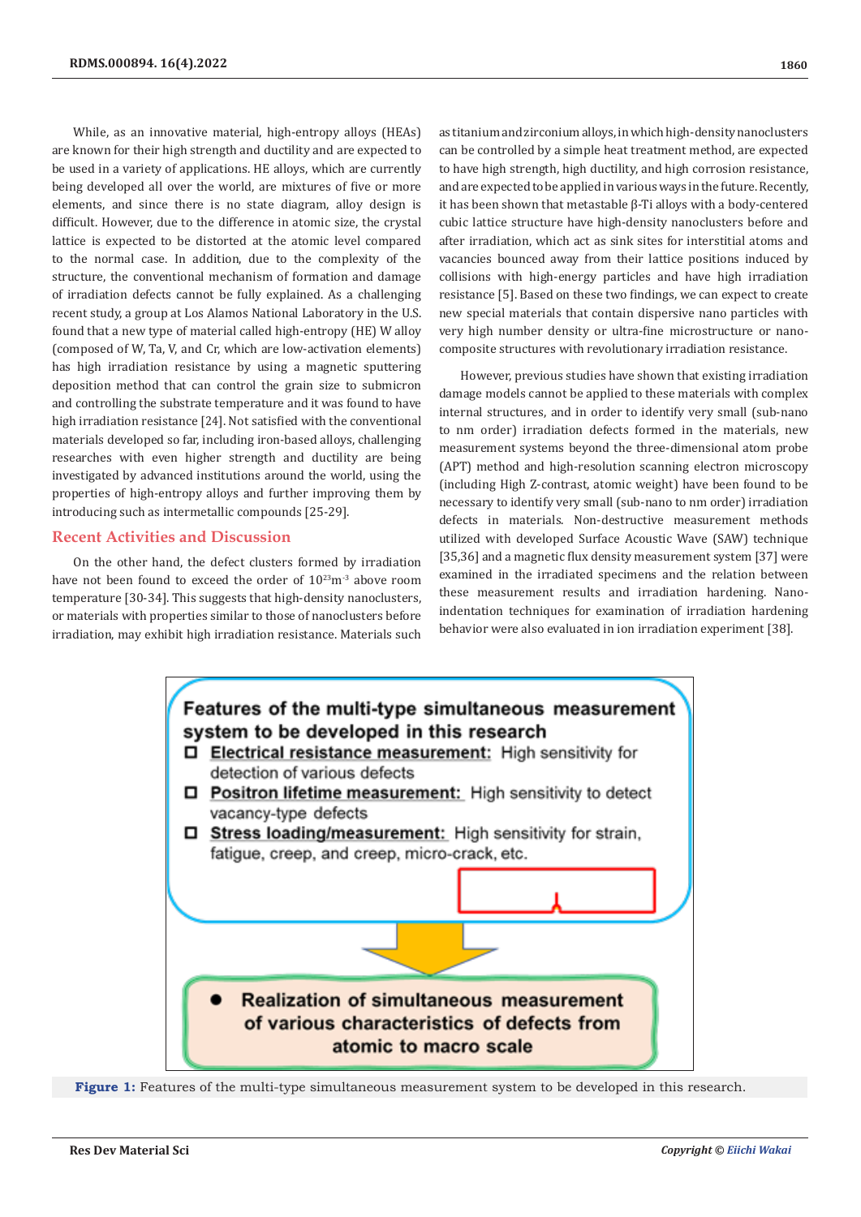While, as an innovative material, high-entropy alloys (HEAs) are known for their high strength and ductility and are expected to be used in a variety of applications. HE alloys, which are currently being developed all over the world, are mixtures of five or more elements, and since there is no state diagram, alloy design is difficult. However, due to the difference in atomic size, the crystal lattice is expected to be distorted at the atomic level compared to the normal case. In addition, due to the complexity of the structure, the conventional mechanism of formation and damage of irradiation defects cannot be fully explained. As a challenging recent study, a group at Los Alamos National Laboratory in the U.S. found that a new type of material called high-entropy (HE) W alloy (composed of W, Ta, V, and Cr, which are low-activation elements) has high irradiation resistance by using a magnetic sputtering deposition method that can control the grain size to submicron and controlling the substrate temperature and it was found to have high irradiation resistance [24]. Not satisfied with the conventional materials developed so far, including iron-based alloys, challenging researches with even higher strength and ductility are being investigated by advanced institutions around the world, using the properties of high-entropy alloys and further improving them by introducing such as intermetallic compounds [25-29].

## Recent Activities and Discussion

On the other hand, the defect clusters formed by irradiation have not been found to exceed the order of $10^{23}m^{-3}$ above room temperature [30-34]. This suggests that high-density nanoclusters, or materials with properties similar to those of nanoclusters before irradiation, may exhibit high irradiation resistance. Materials such as titanium and zirconium alloys, in which high-density nanoclusters can be controlled by a simple heat treatment method, are expected to have high strength, high ductility, and high corrosion resistance, and are expected to be applied in various ways in the future. Recently, it has been shown that metastable β-Ti alloys with a body-centered cubic lattice structure have high-density nanoclusters before and after irradiation, which act as sink sites for interstitial atoms and vacancies bounced away from their lattice positions induced by collisions with high-energy particles and have high irradiation resistance [5]. Based on these two findings, we can expect to create new special materials that contain dispersive nano particles with very high number density or ultra-fine microstructure or nano-composite structures with revolutionary irradiation resistance.

However, previous studies have shown that existing irradiation damage models cannot be applied to these materials with complex internal structures, and in order to identify very small (sub-nano to nm order) irradiation defects formed in the materials, new measurement systems beyond the three-dimensional atom probe (APT) method and high-resolution scanning electron microscopy (including High Z-contrast, atomic weight) have been found to be necessary to identify very small (sub-nano to nm order) irradiation defects in materials. Non-destructive measurement methods utilized with developed Surface Acoustic Wave (SAW) technique [35,36] and a magnetic flux density measurement system [37] were examined in the irradiated specimens and the relation between these measurement results and irradiation hardening. Nano-indentation techniques for examination of irradiation hardening behavior were also evaluated in ion irradiation experiment [38].

**Features of the multi-type simultaneous measurement system to be developed in this research**

- **Electrical resistance measurement:** High sensitivity for detection of various defects
- **Positron lifetime measurement:** High sensitivity to detect vacancy-type defects
- **Stress loading/measurement:** High sensitivity for strain, fatigue, creep, and creep, micro-crack, etc.

- **Realization of simultaneous measurement of various characteristics of defects from atomic to macro scale**

**Figure 1:** Features of the multi-type simultaneous measurement system to be developed in this research.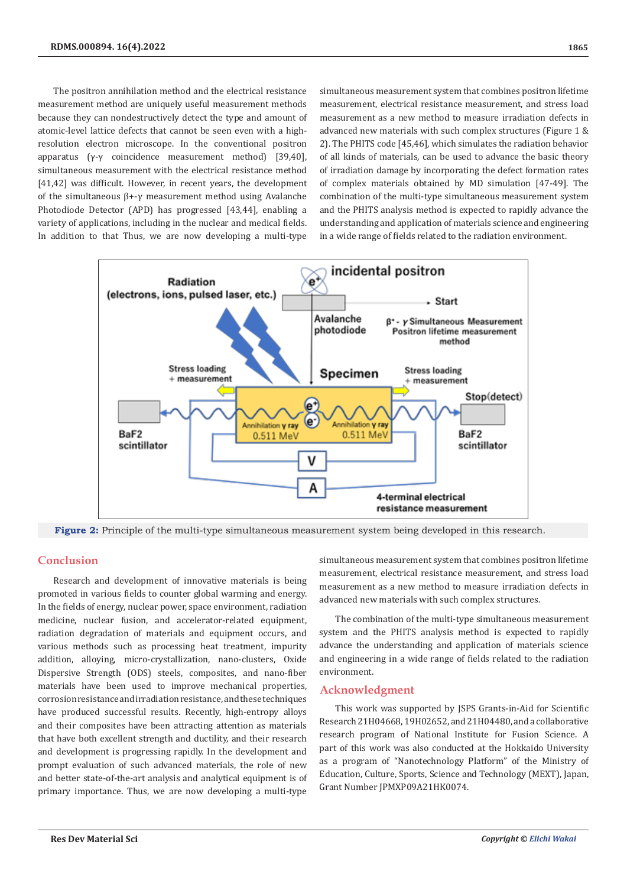The positron annihilation method and the electrical resistance measurement method are uniquely useful measurement methods because they can nondestructively detect the type and amount of atomic-level lattice defects that cannot be seen even with a high-resolution electron microscope. In the conventional positron apparatus (γ-γ coincidence measurement method) [39,40], simultaneous measurement with the electrical resistance method [41,42] was difficult. However, in recent years, the development of the simultaneous β+-γ measurement method using Avalanche Photodiode Detector (APD) has progressed [43,44], enabling a variety of applications, including in the nuclear and medical fields. In addition to that Thus, we are now developing a multi-type simultaneous measurement system that combines positron lifetime measurement, electrical resistance measurement, and stress load measurement as a new method to measure irradiation defects in advanced new materials with such complex structures (Figure 1 & 2). The PHITS code [45,46], which simulates the radiation behavior of all kinds of materials, can be used to advance the basic theory of irradiation damage by incorporating the defect formation rates of complex materials obtained by MD simulation [47-49]. The combination of the multi-type simultaneous measurement system and the PHITS analysis method is expected to rapidly advance the understanding and application of materials science and engineering in a wide range of fields related to the radiation environment.

**Figure 2:** Principle of the multi-type simultaneous measurement system being developed in this research.

## Conclusion

Research and development of innovative materials is being promoted in various fields to counter global warming and energy. In the fields of energy, nuclear power, space environment, radiation medicine, nuclear fusion, and accelerator-related equipment, radiation degradation of materials and equipment occurs, and various methods such as processing heat treatment, impurity addition, alloying, micro-crystallization, nano-clusters, Oxide Dispersive Strength (ODS) steels, composites, and nano-fiber materials have been used to improve mechanical properties, corrosion resistance and irradiation resistance, and these techniques have produced successful results. Recently, high-entropy alloys and their composites have been attracting attention as materials that have both excellent strength and ductility, and their research and development is progressing rapidly. In the development and prompt evaluation of such advanced materials, the role of new and better state-of-the-art analysis and analytical equipment is of primary importance. Thus, we are now developing a multi-type simultaneous measurement system that combines positron lifetime measurement, electrical resistance measurement, and stress load measurement as a new method to measure irradiation defects in advanced new materials with such complex structures.

The combination of the multi-type simultaneous measurement system and the PHITS analysis method is expected to rapidly advance the understanding and application of materials science and engineering in a wide range of fields related to the radiation environment.

## Acknowledgment

This work was supported by JSPS Grants-in-Aid for Scientific Research 21H04668, 19H02652, and 21H04480, and a collaborative research program of National Institute for Fusion Science. A part of this work was also conducted at the Hokkaido University as a program of "Nanotechnology Platform" of the Ministry of Education, Culture, Sports, Science and Technology (MEXT), Japan, Grant Number JPMXP09A21HK0074.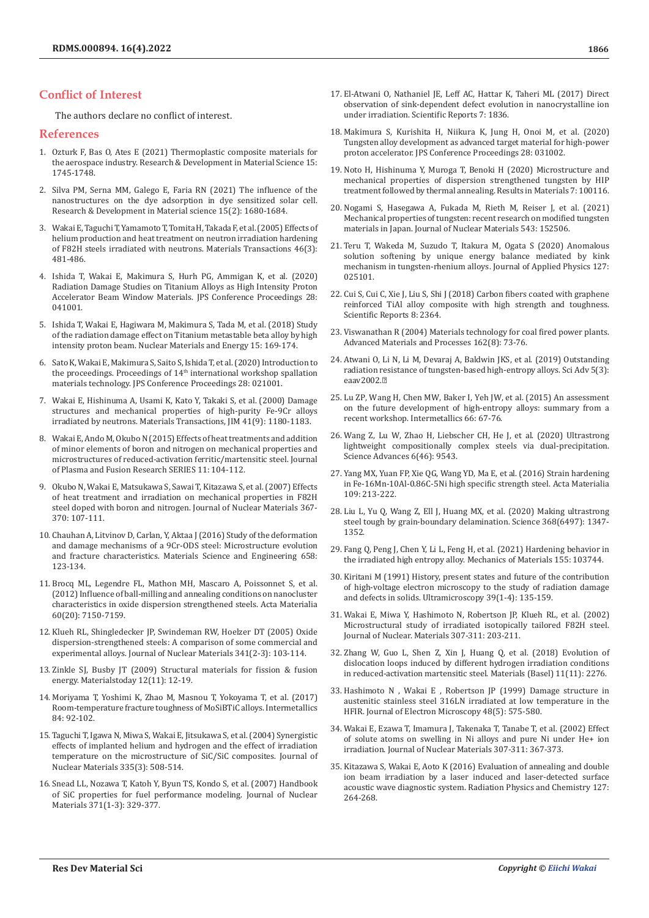## Conflict of Interest

The authors declare no conflict of interest.

## References

1. Ozturk F, Bas O, Ates E (2021) Thermoplastic composite materials for the aerospace industry. Research & Development in Material Science 15: 1745-1748.
2. Silva PM, Serna MM, Galego E, Faria RN (2021) The influence of the nanostructures on the dye adsorption in dye sensitized solar cell. Research & Development in Material science 15(2): 1680-1684.
3. Wakai E, Taguchi T, Yamamoto T, Tomita H, Takada F, et al. (2005) Effects of helium production and heat treatment on neutron irradiation hardening of F82H steels irradiated with neutrons. Materials Transactions 46(3): 481-486.
4. Ishida T, Wakai E, Makimura S, Hurh PG, Ammigan K, et al. (2020) Radiation Damage Studies on Titanium Alloys as High Intensity Proton Accelerator Beam Window Materials. JPS Conference Proceedings 28: 041001.
5. Ishida T, Wakai E, Hagiwara M, Makimura S, Tada M, et al. (2018) Study of the radiation damage effect on Titanium metastable beta alloy by high intensity proton beam. Nuclear Materials and Energy 15: 169-174.
6. Sato K, Wakai E, Makimura S, Saito S, Ishida T, et al. (2020) Introduction to the proceedings. Proceedings of 14th international workshop spallation materials technology. JPS Conference Proceedings 28: 021001.
7. Wakai E, Hishinuma A, Usami K, Kato Y, Takaki S, et al. (2000) Damage structures and mechanical properties of high-purity Fe-9Cr alloys irradiated by neutrons. Materials Transactions, JIM 41(9): 1180-1183.
8. Wakai E, Ando M, Okubo N (2015) Effects of heat treatments and addition of minor elements of boron and nitrogen on mechanical properties and microstructures of reduced-activation ferritic/martensitic steel. Journal of Plasma and Fusion Research SERIES 11: 104-112.
9. Okubo N, Wakai E, Matsukawa S, Sawai T, Kitazawa S, et al. (2007) Effects of heat treatment and irradiation on mechanical properties in F82H steel doped with boron and nitrogen. Journal of Nuclear Materials 367-370: 107-111.
10. Chauhan A, Litvinov D, Carlan, Y, Aktaa J (2016) Study of the deformation and damage mechanisms of a 9Cr-ODS steel: Microstructure evolution and fracture characteristics. Materials Science and Engineering 658: 123-134.
11. Brocq ML, Legendre FL, Mathon MH, Mascaro A, Poissonnet S, et al. (2012) Influence of ball-milling and annealing conditions on nanocluster characteristics in oxide dispersion strengthened steels. Acta Materialia 60(20): 7150-7159.
12. Klueh RL, Shingledecker JP, Swindeman RW, Hoelzer DT (2005) Oxide dispersion-strengthened steels: A comparison of some commercial and experimental alloys. Journal of Nuclear Materials 341(2-3): 103-114.
13. Zinkle SJ, Busby JT (2009) Structural materials for fission & fusion energy. Materialstoday 12(11): 12-19.
14. Moriyama T, Yoshimi K, Zhao M, Masnou T, Yokoyama T, et al. (2017) Room-temperature fracture toughness of MoSiBTiC alloys. Intermetallics 84: 92-102.
15. Taguchi T, Igawa N, Miwa S, Wakai E, Jitsukawa S, et al. (2004) Synergistic effects of implanted helium and hydrogen and the effect of irradiation temperature on the microstructure of SiC/SiC composites. Journal of Nuclear Materials 335(3): 508-514.
16. Snead LL, Nozawa T, Katoh Y, Byun TS, Kondo S, et al. (2007) Handbook of SiC properties for fuel performance modeling. Journal of Nuclear Materials 371(1-3): 329-377.
17. El-Atwani O, Nathaniel JE, Leff AC, Hattar K, Taheri ML (2017) Direct observation of sink-dependent defect evolution in nanocrystalline ion under irradiation. Scientific Reports 7: 1836.
18. Makimura S, Kurishita H, Niikura K, Jung H, Onoi M, et al. (2020) Tungsten alloy development as advanced target material for high-power proton accelerator. JPS Conference Proceedings 28: 031002.
19. Noto H, Hishinuma Y, Muroga T, Benoki H (2020) Microstructure and mechanical properties of dispersion strengthened tungsten by HIP treatment followed by thermal annealing. Results in Materials 7: 100116.
20. Nogami S, Hasegawa A, Fukada M, Rieth M, Reiser J, et al. (2021) Mechanical properties of tungsten: recent research on modified tungsten materials in Japan. Journal of Nuclear Materials 543: 152506.
21. Teru T, Wakeda M, Suzudo T, Itakura M, Ogata S (2020) Anomalous solution softening by unique energy balance mediated by kink mechanism in tungsten-rhenium alloys. Journal of Applied Physics 127: 025101.
22. Cui S, Cui C, Xie J, Liu S, Shi J (2018) Carbon fibers coated with graphene reinforced TiAl alloy composite with high strength and toughness. Scientific Reports 8: 2364.
23. Viswanathan R (2004) Materials technology for coal fired power plants. Advanced Materials and Processes 162(8): 73-76.
24. Atwani O, Li N, Li M, Devaraj A, Baldwin JKS, et al. (2019) Outstanding radiation resistance of tungsten-based high-entropy alloys. Sci Adv 5(3): eaav2002.
25. Lu ZP, Wang H, Chen MW, Baker I, Yeh JW, et al. (2015) An assessment on the future development of high-entropy alloys: summary from a recent workshop. Intermetallics 66: 67-76.
26. Wang Z, Lu W, Zhao H, Liebscher CH, He J, et al. (2020) Ultrastrong lightweight compositionally complex steels via dual-precipitation. Science Advances 6(46): 9543.
27. Yang MX, Yuan FP, Xie QG, Wang YD, Ma E, et al. (2016) Strain hardening in Fe-16Mn-10Al-0.86C-5Ni high specific strength steel. Acta Materialia 109: 213-222.
28. Liu L, Yu Q, Wang Z, Ell J, Huang MX, et al. (2020) Making ultrastrong steel tough by grain-boundary delamination. Science 368(6497): 1347-1352.
29. Fang Q, Peng J, Chen Y, Li L, Feng H, et al. (2021) Hardening behavior in the irradiated high entropy alloy. Mechanics of Materials 155: 103744.
30. Kiritani M (1991) History, present states and future of the contribution of high-voltage electron microscopy to the study of radiation damage and defects in solids. Ultramicroscopy 39(1-4): 135-159.
31. Wakai E, Miwa Y, Hashimoto N, Robertson JP, Klueh RL, et al. (2002) Microstructural study of irradiated isotopically tailored F82H steel. Journal of Nuclear. Materials 307-311: 203-211.
32. Zhang W, Guo L, Shen Z, Xin J, Huang Q, et al. (2018) Evolution of dislocation loops induced by different hydrogen irradiation conditions in reduced-activation martensitic steel. Materials (Basel) 11(11): 2276.
33. Hashimoto N , Wakai E , Robertson JP (1999) Damage structure in austenitic stainless steel 316LN irradiated at low temperature in the HFIR. Journal of Electron Microscopy 48(5): 575-580.
34. Wakai E, Ezawa T, Imamura J, Takenaka T, Tanabe T, et al. (2002) Effect of solute atoms on swelling in Ni alloys and pure Ni under He+ ion irradiation. Journal of Nuclear Materials 307-311: 367-373.
35. Kitazawa S, Wakai E, Aoto K (2016) Evaluation of annealing and double ion beam irradiation by a laser induced and laser-detected surface acoustic wave diagnostic system. Radiation Physics and Chemistry 127: 264-268.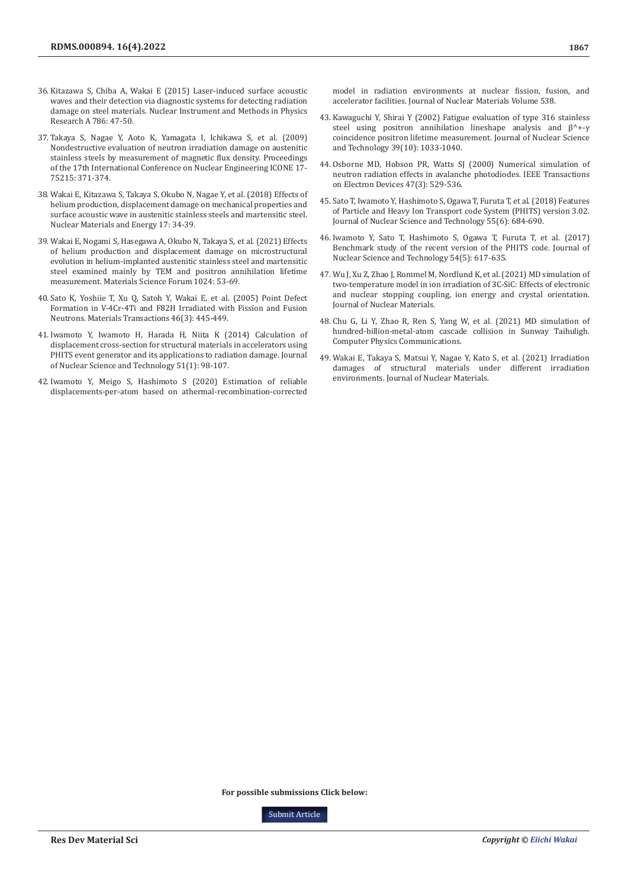36. Kitazawa S, Chiba A, Wakai E (2015) Laser-induced surface acoustic waves and their detection via diagnostic systems for detecting radiation damage on steel materials. Nuclear Instrument and Methods in Physics Research A 786: 47-50.

37. Takaya S, Nagae Y, Aoto K, Yamagata I, Ichikawa S, et al. (2009) Nondestructive evaluation of neutron irradiation damage on austenitic stainless steels by measurement of magnetic flux density. Proceedings of the 17th International Conference on Nuclear Engineering ICONE 17-75215: 371-374.

38. Wakai E, Kitazawa S, Takaya S, Okubo N, Nagae Y, et al. (2018) Effects of helium production, displacement damage on mechanical properties and surface acoustic wave in austenitic stainless steels and martensitic steel. Nuclear Materials and Energy 17: 34-39.

39. Wakai E, Nogami S, Hasegawa A, Okubo N, Takaya S, et al. (2021) Effects of helium production and displacement damage on microstructural evolution in helium-implanted austenitic stainless steel and martensitic steel examined mainly by TEM and positron annihilation lifetime measurement. Materials Science Forum 1024: 53-69.

40. Sato K, Yoshiie T, Xu Q, Satoh Y, Wakai E, et al. (2005) Point Defect Formation in V-4Cr-4Ti and F82H Irradiated with Fission and Fusion Neutrons. Materials Transactions 46(3): 445-449.

41. Iwamoto Y, Iwamoto H, Harada H, Niita K (2014) Calculation of displacement cross-section for structural materials in accelerators using PHITS event generator and its applications to radiation damage. Journal of Nuclear Science and Technology 51(1): 98-107.

42. Iwamoto Y, Meigo S, Hashimoto S (2020) Estimation of reliable displacements-per-atom based on athermal-recombination-corrected model in radiation environments at nuclear fission, fusion, and accelerator facilities. Journal of Nuclear Materials Volume 538.

43. Kawaguchi Y, Shirai Y (2002) Fatigue evaluation of type 316 stainless steel using positron annihilation lineshape analysis and β^+-γ coincidence positron lifetime measurement. Journal of Nuclear Science and Technology 39(10): 1033-1040.

44. Osborne MD, Hobson PR, Watts SJ (2000) Numerical simulation of neutron radiation effects in avalanche photodiodes. IEEE Transactions on Electron Devices 47(3): 529-536.

45. Sato T, Iwamoto Y, Hashimoto S, Ogawa T, Furuta T, et al. (2018) Features of Particle and Heavy Ion Transport code System (PHITS) version 3.02. Journal of Nuclear Science and Technology 55(6): 684-690.

46. Iwamoto Y, Sato T, Hashimoto S, Ogawa T, Furuta T, et al. (2017) Benchmark study of the recent version of the PHITS code. Journal of Nuclear Science and Technology 54(5): 617-635.

47. Wu J, Xu Z, Zhao J, Rommel M, Nordlund K, et al. (2021) MD simulation of two-temperature model in ion irradiation of 3C-SiC: Effects of electronic and nuclear stopping coupling, ion energy and crystal orientation. Journal of Nuclear Materials.

48. Chu G, Li Y, Zhao R, Ren S, Yang W, et al. (2021) MD simulation of hundred-billion-metal-atom cascade collision in Sunway Taihuligh. Computer Physics Communications.

49. Wakai E, Takaya S, Matsui Y, Nagae Y, Kato S, et al. (2021) Irradiation damages of structural materials under different irradiation environments. Journal of Nuclear Materials.

**For possible submissions Click below:**

Submit Article